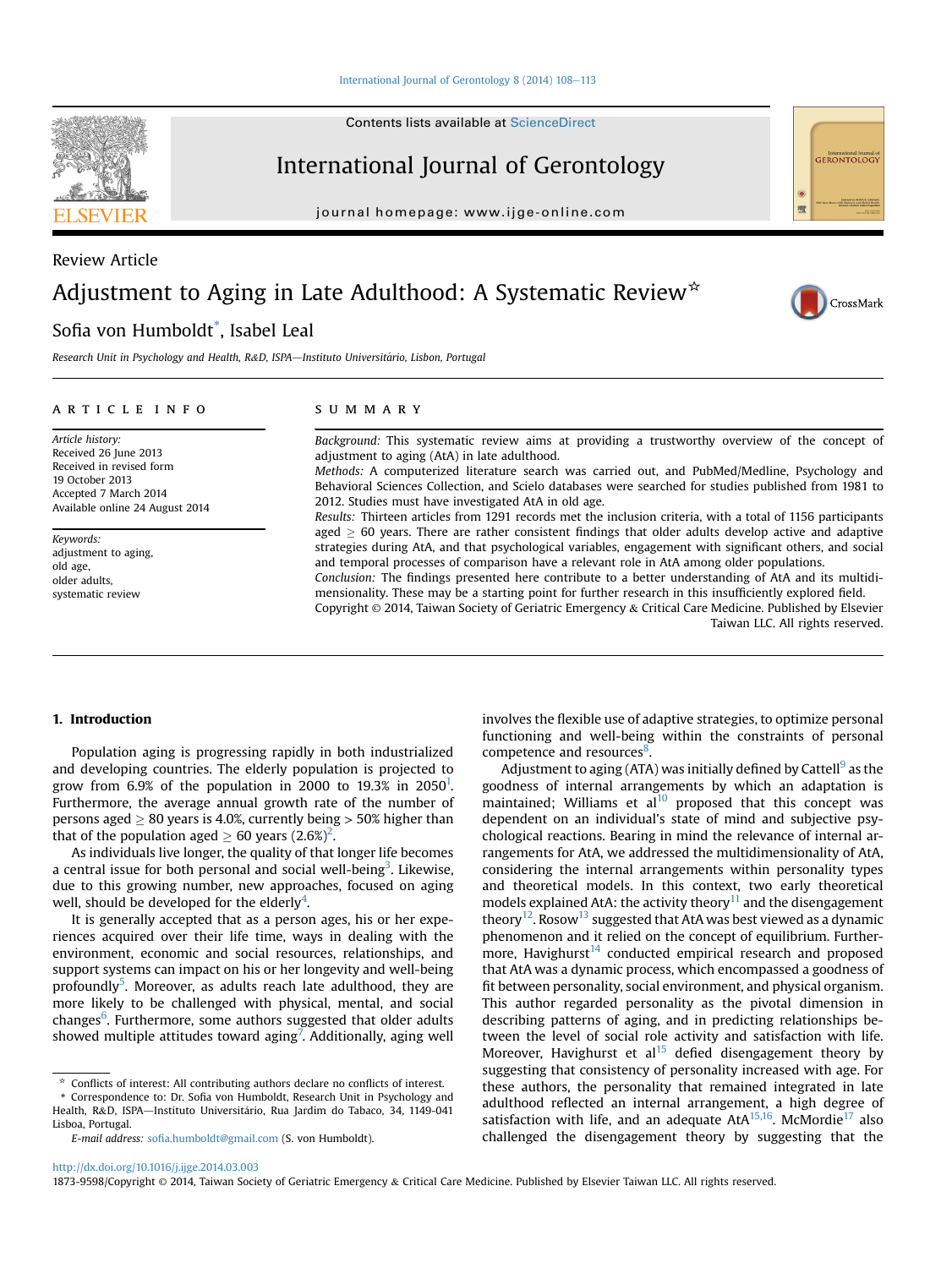Review Article

# Adjustment to Aging in Late Adulthood: A Systematic Review☆

Sofia von Humboldt*, Isabel Leal

*Research Unit in Psychology and Health, R&D, ISPA—Instituto Universitário, Lisbon, Portugal*

## ARTICLE INFO

*Article history:*
Received 26 June 2013
Received in revised form
19 October 2013
Accepted 7 March 2014
Available online 24 August 2014

*Keywords:*
adjustment to aging,
old age,
older adults,
systematic review

## SUMMARY

*Background:* This systematic review aims at providing a trustworthy overview of the concept of adjustment to aging (AtA) in late adulthood.

*Methods:* A computerized literature search was carried out, and PubMed/Medline, Psychology and Behavioral Sciences Collection, and Scielo databases were searched for studies published from 1981 to 2012. Studies must have investigated AtA in old age.

*Results:* Thirteen articles from 1291 records met the inclusion criteria, with a total of 1156 participants aged ≥ 60 years. There are rather consistent findings that older adults develop active and adaptive strategies during AtA, and that psychological variables, engagement with significant others, and social and temporal processes of comparison have a relevant role in AtA among older populations.

*Conclusion:* The findings presented here contribute to a better understanding of AtA and its multidimensionality. These may be a starting point for further research in this insufficiently explored field.

Copyright © 2014, Taiwan Society of Geriatric Emergency & Critical Care Medicine. Published by Elsevier Taiwan LLC. All rights reserved.

## 1. Introduction

Population aging is progressing rapidly in both industrialized and developing countries. The elderly population is projected to grow from 6.9% of the population in 2000 to 19.3% in 2050[1]. Furthermore, the average annual growth rate of the number of persons aged ≥ 80 years is 4.0%, currently being > 50% higher than that of the population aged ≥ 60 years (2.6%)[2].

As individuals live longer, the quality of that longer life becomes a central issue for both personal and social well-being[3]. Likewise, due to this growing number, new approaches, focused on aging well, should be developed for the elderly[4].

It is generally accepted that as a person ages, his or her experiences acquired over their life time, ways in dealing with the environment, economic and social resources, relationships, and support systems can impact on his or her longevity and well-being profoundly[5]. Moreover, as adults reach late adulthood, they are more likely to be challenged with physical, mental, and social changes[6]. Furthermore, some authors suggested that older adults showed multiple attitudes toward aging[7]. Additionally, aging well involves the flexible use of adaptive strategies, to optimize personal functioning and well-being within the constraints of personal competence and resources[8].

Adjustment to aging (ATA) was initially defined by Cattell[9] as the goodness of internal arrangements by which an adaptation is maintained; Williams et al[10] proposed that this concept was dependent on an individual's state of mind and subjective psychological reactions. Bearing in mind the relevance of internal arrangements for AtA, we addressed the multidimensionality of AtA, considering the internal arrangements within personality types and theoretical models. In this context, two early theoretical models explained AtA: the activity theory[11] and the disengagement theory[12]. Rosow[13] suggested that AtA was best viewed as a dynamic phenomenon and it relied on the concept of equilibrium. Furthermore, Havighurst[14] conducted empirical research and proposed that AtA was a dynamic process, which encompassed a goodness of fit between personality, social environment, and physical organism. This author regarded personality as the pivotal dimension in describing patterns of aging, and in predicting relationships between the level of social role activity and satisfaction with life. Moreover, Havighurst et al[15] defied disengagement theory by suggesting that consistency of personality increased with age. For these authors, the personality that remained integrated in late adulthood reflected an internal arrangement, a high degree of satisfaction with life, and an adequate AtA[15,16]. McMordie[17] also challenged the disengagement theory by suggesting that the

☆ Conflicts of interest: All contributing authors declare no conflicts of interest.

\* Correspondence to: Dr. Sofia von Humboldt, Research Unit in Psychology and Health, R&D, ISPA—Instituto Universitário, Rua Jardim do Tabaco, 34, 1149-041 Lisboa, Portugal.

E-mail address: sofia.humboldt@gmail.com (S. von Humboldt).

http://dx.doi.org/10.1016/j.ijge.2014.03.003

1873-9598/Copyright © 2014, Taiwan Society of Geriatric Emergency & Critical Care Medicine. Published by Elsevier Taiwan LLC. All rights reserved.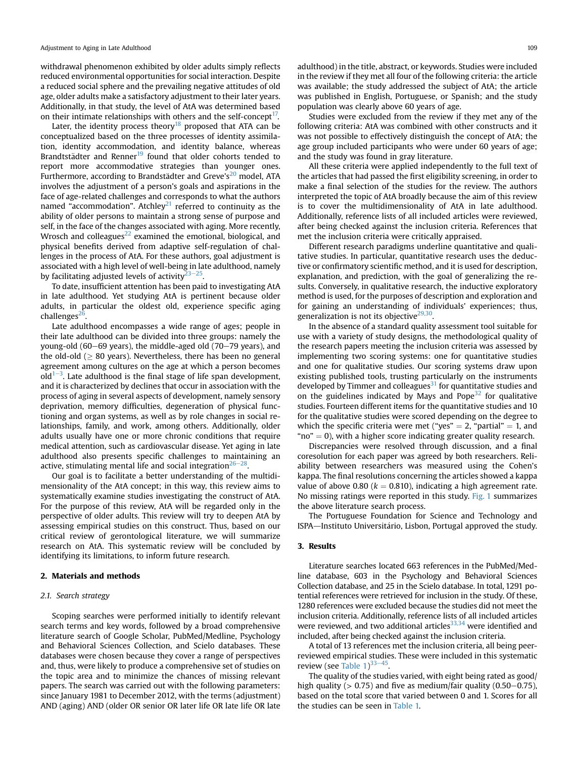withdrawal phenomenon exhibited by older adults simply reflects reduced environmental opportunities for social interaction. Despite a reduced social sphere and the prevailing negative attitudes of old age, older adults make a satisfactory adjustment to their later years. Additionally, in that study, the level of AtA was determined based on their intimate relationships with others and the self-concept[17].

Later, the identity process theory[18] proposed that ATA can be conceptualized based on the three processes of identity assimilation, identity accommodation, and identity balance, whereas Brandtstädter and Renner[19] found that older cohorts tended to report more accommodative strategies than younger ones. Furthermore, according to Brandstädter and Greve's[20] model, ATA involves the adjustment of a person's goals and aspirations in the face of age-related challenges and corresponds to what the authors named "accommodation". Atchley[21] referred to continuity as the ability of older persons to maintain a strong sense of purpose and self, in the face of the changes associated with aging. More recently, Wrosch and colleagues[22] examined the emotional, biological, and physical benefits derived from adaptive self-regulation of challenges in the process of AtA. For these authors, goal adjustment is associated with a high level of well-being in late adulthood, namely by facilitating adjusted levels of activity[23–25].

To date, insufficient attention has been paid to investigating AtA in late adulthood. Yet studying AtA is pertinent because older adults, in particular the oldest old, experience specific aging challenges[26].

Late adulthood encompasses a wide range of ages; people in their late adulthood can be divided into three groups: namely the young-old (60–69 years), the middle-aged old (70–79 years), and the old-old ($\geq$ 80 years). Nevertheless, there has been no general agreement among cultures on the age at which a person becomes old[1–3]. Late adulthood is the final stage of life span development, and it is characterized by declines that occur in association with the process of aging in several aspects of development, namely sensory deprivation, memory difficulties, degeneration of physical functioning and organ systems, as well as by role changes in social relationships, family, and work, among others. Additionally, older adults usually have one or more chronic conditions that require medical attention, such as cardiovascular disease. Yet aging in late adulthood also presents specific challenges to maintaining an active, stimulating mental life and social integration[26–28].

Our goal is to facilitate a better understanding of the multidimensionality of the AtA concept; in this way, this review aims to systematically examine studies investigating the construct of AtA. For the purpose of this review, AtA will be regarded only in the perspective of older adults. This review will try to deepen AtA by assessing empirical studies on this construct. Thus, based on our critical review of gerontological literature, we will summarize research on AtA. This systematic review will be concluded by identifying its limitations, to inform future research.

## 2. Materials and methods

### 2.1. Search strategy

Scoping searches were performed initially to identify relevant search terms and key words, followed by a broad comprehensive literature search of Google Scholar, PubMed/Medline, Psychology and Behavioral Sciences Collection, and Scielo databases. These databases were chosen because they cover a range of perspectives and, thus, were likely to produce a comprehensive set of studies on the topic area and to minimize the chances of missing relevant papers. The search was carried out with the following parameters: since January 1981 to December 2012, with the terms (adjustment) AND (aging) AND (older OR senior OR later life OR late life OR late adulthood) in the title, abstract, or keywords. Studies were included in the review if they met all four of the following criteria: the article was available; the study addressed the subject of AtA; the article was published in English, Portuguese, or Spanish; and the study population was clearly above 60 years of age.

Studies were excluded from the review if they met any of the following criteria: AtA was combined with other constructs and it was not possible to effectively distinguish the concept of AtA; the age group included participants who were under 60 years of age; and the study was found in gray literature.

All these criteria were applied independently to the full text of the articles that had passed the first eligibility screening, in order to make a final selection of the studies for the review. The authors interpreted the topic of AtA broadly because the aim of this review is to cover the multidimensionality of AtA in late adulthood. Additionally, reference lists of all included articles were reviewed, after being checked against the inclusion criteria. References that met the inclusion criteria were critically appraised.

Different research paradigms underline quantitative and qualitative studies. In particular, quantitative research uses the deductive or confirmatory scientific method, and it is used for description, explanation, and prediction, with the goal of generalizing the results. Conversely, in qualitative research, the inductive exploratory method is used, for the purposes of description and exploration and for gaining an understanding of individuals' experiences; thus, generalization is not its objective[29,30].

In the absence of a standard quality assessment tool suitable for use with a variety of study designs, the methodological quality of the research papers meeting the inclusion criteria was assessed by implementing two scoring systems: one for quantitative studies and one for qualitative studies. Our scoring systems draw upon existing published tools, trusting particularly on the instruments developed by Timmer and colleagues[31] for quantitative studies and on the guidelines indicated by Mays and Pope[32] for qualitative studies. Fourteen different items for the quantitative studies and 10 for the qualitative studies were scored depending on the degree to which the specific criteria were met ("yes" = 2, "partial" = 1, and "no" = 0), with a higher score indicating greater quality research.

Discrepancies were resolved through discussion, and a final coresolution for each paper was agreed by both researchers. Reliability between researchers was measured using the Cohen's kappa. The final resolutions concerning the articles showed a kappa value of above 0.80 ($k = 0.810$), indicating a high agreement rate. No missing ratings were reported in this study. Fig. 1 summarizes the above literature search process.

The Portuguese Foundation for Science and Technology and ISPA—Instituto Universitário, Lisbon, Portugal approved the study.

## 3. Results

Literature searches located 663 references in the PubMed/Medline database, 603 in the Psychology and Behavioral Sciences Collection database, and 25 in the Scielo database. In total, 1291 potential references were retrieved for inclusion in the study. Of these, 1280 references were excluded because the studies did not meet the inclusion criteria. Additionally, reference lists of all included articles were reviewed, and two additional articles[33,34] were identified and included, after being checked against the inclusion criteria.

A total of 13 references met the inclusion criteria, all being peer-reviewed empirical studies. These were included in this systematic review (see Table 1)[33–45].

The quality of the studies varied, with eight being rated as good/high quality (> 0.75) and five as medium/fair quality (0.50–0.75), based on the total score that varied between 0 and 1. Scores for all the studies can be seen in Table 1.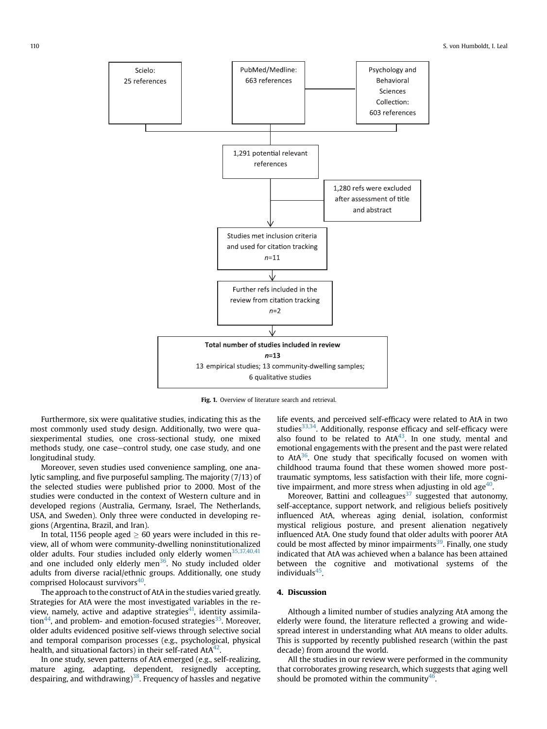Scielo: 25 references

PubMed/Medline: 663 references

Psychology and Behavioral Sciences Collection: 603 references

1,291 potential relevant references

1,280 refs were excluded after assessment of title and abstract

Studies met inclusion criteria and used for citation tracking *n*=11

Further refs included in the review from citation tracking *n*=2

**Total number of studies included in review**
***n*=13**
13 empirical studies; 13 community-dwelling samples; 6 qualitative studies

**Fig. 1.** Overview of literature search and retrieval.

Furthermore, six were qualitative studies, indicating this as the most commonly used study design. Additionally, two were quasiexperimental studies, one cross-sectional study, one mixed methods study, one case–control study, one case study, and one longitudinal study.

Moreover, seven studies used convenience sampling, one analytic sampling, and five purposeful sampling. The majority (7/13) of the selected studies were published prior to 2000. Most of the studies were conducted in the context of Western culture and in developed regions (Australia, Germany, Israel, The Netherlands, USA, and Sweden). Only three were conducted in developing regions (Argentina, Brazil, and Iran).

In total, 1156 people aged $\geq$ 60 years were included in this review, all of whom were community-dwelling noninstitutionalized older adults. Four studies included only elderly women[35,37,40,41] and one included only elderly men[36]. No study included older adults from diverse racial/ethnic groups. Additionally, one study comprised Holocaust survivors[40].

The approach to the construct of AtA in the studies varied greatly. Strategies for AtA were the most investigated variables in the review, namely, active and adaptive strategies[41], identity assimilation[44], and problem- and emotion-focused strategies[35]. Moreover, older adults evidenced positive self-views through selective social and temporal comparison processes (e.g., psychological, physical health, and situational factors) in their self-rated AtA[42].

In one study, seven patterns of AtA emerged (e.g., self-realizing, mature aging, adapting, dependent, resignedly accepting, despairing, and withdrawing)[38]. Frequency of hassles and negative life events, and perceived self-efficacy were related to AtA in two studies[33,34]. Additionally, response efficacy and self-efficacy were also found to be related to AtA[43]. In one study, mental and emotional engagements with the present and the past were related to AtA[36]. One study that specifically focused on women with childhood trauma found that these women showed more post-traumatic symptoms, less satisfaction with their life, more cognitive impairment, and more stress when adjusting in old age[40].

Moreover, Battini and colleagues[37] suggested that autonomy, self-acceptance, support network, and religious beliefs positively influenced AtA, whereas aging denial, isolation, conformist mystical religious posture, and present alienation negatively influenced AtA. One study found that older adults with poorer AtA could be most affected by minor impairments[39]. Finally, one study indicated that AtA was achieved when a balance has been attained between the cognitive and motivational systems of the individuals[45].

## 4. Discussion

Although a limited number of studies analyzing AtA among the elderly were found, the literature reflected a growing and widespread interest in understanding what AtA means to older adults. This is supported by recently published research (within the past decade) from around the world.

All the studies in our review were performed in the community that corroborates growing research, which suggests that aging well should be promoted within the community[46].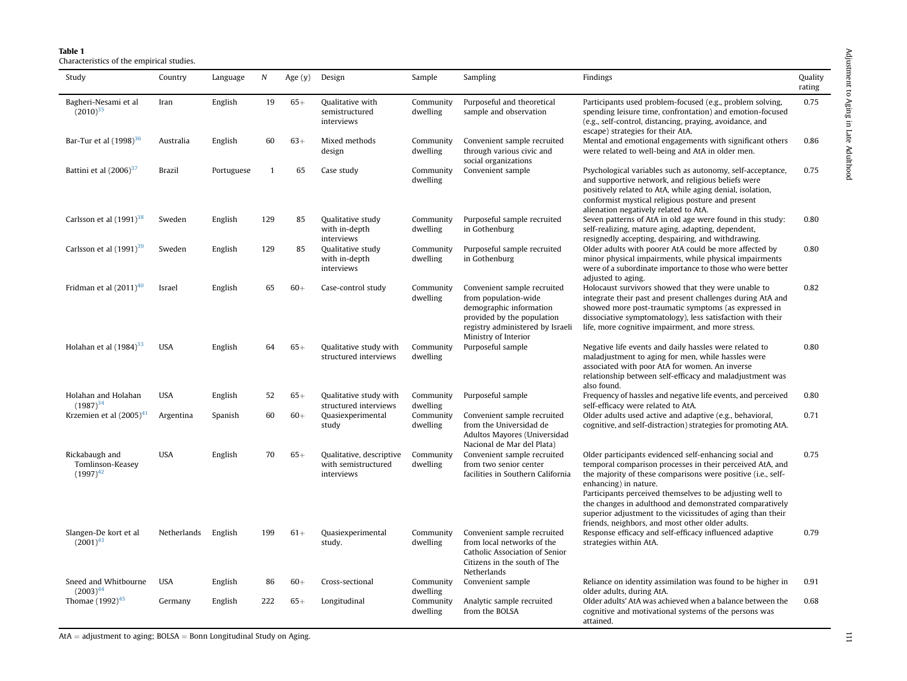**Table 1**
Characteristics of the empirical studies.

| Study | Country | Language | N | Age (y) | Design | Sample | Sampling | Findings | Quality rating |
|---|---|---|---|---|---|---|---|---|---|
| Bagheri-Nesami et al (2010)[35] | Iran | English | 19 | 65+ | Qualitative with semistructured interviews | Community dwelling | Purposeful and theoretical sample and observation | Participants used problem-focused (e.g., problem solving, spending leisure time, confrontation) and emotion-focused (e.g., self-control, distancing, praying, avoidance, and escape) strategies for their AtA. | 0.75 |
| Bar-Tur et al (1998)[36] | Australia | English | 60 | 63+ | Mixed methods design | Community dwelling | Convenient sample recruited through various civic and social organizations | Mental and emotional engagements with significant others were related to well-being and AtA in older men. | 0.86 |
| Battini et al (2006)[37] | Brazil | Portuguese | 1 | 65 | Case study | Community dwelling | Convenient sample | Psychological variables such as autonomy, self-acceptance, and supportive network, and religious beliefs were positively related to AtA, while aging denial, isolation, conformist mystical religious posture and present alienation negatively related to AtA. | 0.75 |
| Carlsson et al (1991)[38] | Sweden | English | 129 | 85 | Qualitative study with in-depth interviews | Community dwelling | Purposeful sample recruited in Gothenburg | Seven patterns of AtA in old age were found in this study: self-realizing, mature aging, adapting, dependent, resignedly accepting, despairing, and withdrawing. | 0.80 |
| Carlsson et al (1991)[39] | Sweden | English | 129 | 85 | Qualitative study with in-depth interviews | Community dwelling | Purposeful sample recruited in Gothenburg | Older adults with poorer AtA could be more affected by minor physical impairments, while physical impairments were of a subordinate importance to those who were better adjusted to aging. | 0.80 |
| Fridman et al (2011)[40] | Israel | English | 65 | 60+ | Case-control study | Community dwelling | Convenient sample recruited from population-wide demographic information provided by the population registry administered by Israeli Ministry of Interior | Holocaust survivors showed that they were unable to integrate their past and present challenges during AtA and showed more post-traumatic symptoms (as expressed in dissociative symptomatology), less satisfaction with their life, more cognitive impairment, and more stress. | 0.82 |
| Holahan et al (1984)[33] | USA | English | 64 | 65+ | Qualitative study with structured interviews | Community dwelling | Purposeful sample | Negative life events and daily hassles were related to maladjustment to aging for men, while hassles were associated with poor AtA for women. An inverse relationship between self-efficacy and maladjustment was also found. | 0.80 |
| Holahan and Holahan (1987)[34] | USA | English | 52 | 65+ | Qualitative study with structured interviews | Community dwelling | Purposeful sample | Frequency of hassles and negative life events, and perceived self-efficacy were related to AtA. | 0.80 |
| Krzemien et al (2005)[41] | Argentina | Spanish | 60 | 60+ | Quasiexperimental study | Community dwelling | Convenient sample recruited from the Universidad de Adultos Mayores (Universidad Nacional de Mar del Plata) | Older adults used active and adaptive (e.g., behavioral, cognitive, and self-distraction) strategies for promoting AtA. | 0.71 |
| Rickabaugh and Tomlinson-Keasey (1997)[42] | USA | English | 70 | 65+ | Qualitative, descriptive with semistructured interviews | Community dwelling | Convenient sample recruited from two senior center facilities in Southern California | Older participants evidenced self-enhancing social and temporal comparison processes in their perceived AtA, and the majority of these comparisons were positive (i.e., self-enhancing) in nature. Participants perceived themselves to be adjusting well to the changes in adulthood and demonstrated comparatively superior adjustment to the vicissitudes of aging than their friends, neighbors, and most other older adults. | 0.75 |
| Slangen-De kort et al (2001)[43] | Netherlands | English | 199 | 61+ | Quasiexperimental study. | Community dwelling | Convenient sample recruited from local networks of the Catholic Association of Senior Citizens in the south of The Netherlands | Response efficacy and self-efficacy influenced adaptive strategies within AtA. | 0.79 |
| Sneed and Whitbourne (2003)[44] | USA | English | 86 | 60+ | Cross-sectional | Community dwelling | Convenient sample | Reliance on identity assimilation was found to be higher in older adults, during AtA. | 0.91 |
| Thomae (1992)[45] | Germany | English | 222 | 65+ | Longitudinal | Community dwelling | Analytic sample recruited from the BOLSA | Older adults' AtA was achieved when a balance between the cognitive and motivational systems of the persons was attained. | 0.68 |

AtA = adjustment to aging; BOLSA = Bonn Longitudinal Study on Aging.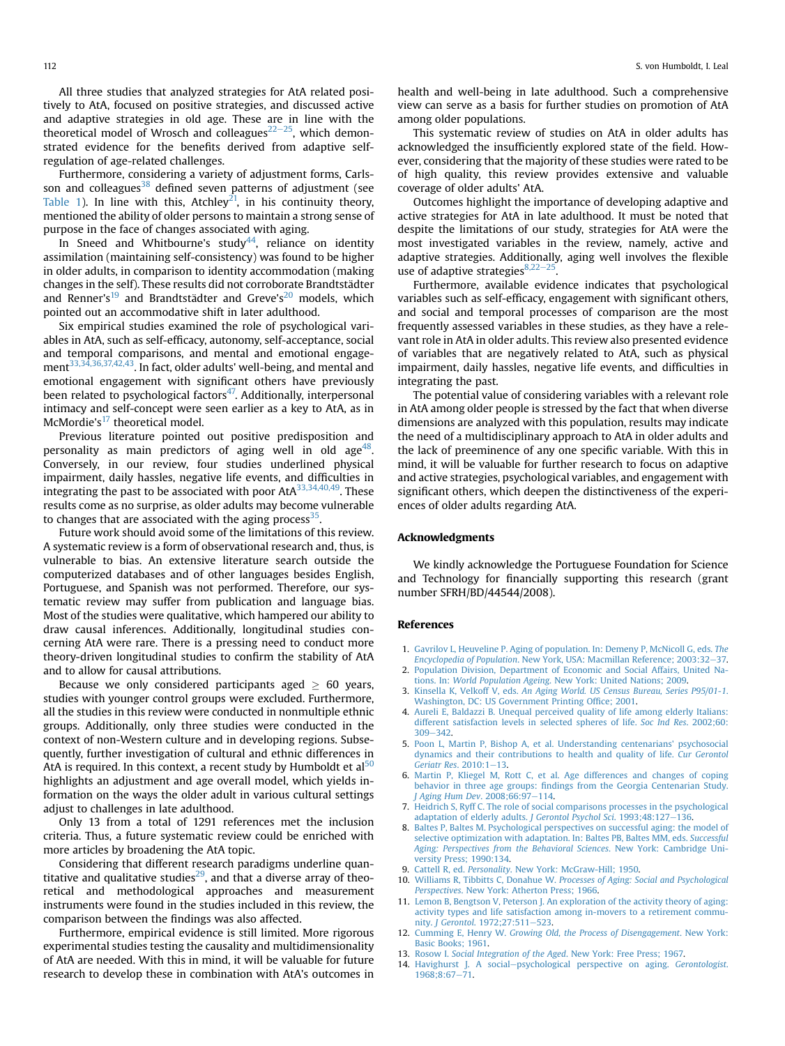All three studies that analyzed strategies for AtA related positively to AtA, focused on positive strategies, and discussed active and adaptive strategies in old age. These are in line with the theoretical model of Wrosch and colleagues[22–25], which demonstrated evidence for the benefits derived from adaptive self-regulation of age-related challenges.

Furthermore, considering a variety of adjustment forms, Carlsson and colleagues[38] defined seven patterns of adjustment (see Table 1). In line with this, Atchley[21], in his continuity theory, mentioned the ability of older persons to maintain a strong sense of purpose in the face of changes associated with aging.

In Sneed and Whitbourne's study[44], reliance on identity assimilation (maintaining self-consistency) was found to be higher in older adults, in comparison to identity accommodation (making changes in the self). These results did not corroborate Brandtstädter and Renner's[19] and Brandtstädter and Greve's[20] models, which pointed out an accommodative shift in later adulthood.

Six empirical studies examined the role of psychological variables in AtA, such as self-efficacy, autonomy, self-acceptance, social and temporal comparisons, and mental and emotional engagement[33,34,36,37,42,43]. In fact, older adults' well-being, and mental and emotional engagement with significant others have previously been related to psychological factors[47]. Additionally, interpersonal intimacy and self-concept were seen earlier as a key to AtA, as in McMordie's[17] theoretical model.

Previous literature pointed out positive predisposition and personality as main predictors of aging well in old age[48]. Conversely, in our review, four studies underlined physical impairment, daily hassles, negative life events, and difficulties in integrating the past to be associated with poor AtA[33,34,40,49]. These results come as no surprise, as older adults may become vulnerable to changes that are associated with the aging process[35].

Future work should avoid some of the limitations of this review. A systematic review is a form of observational research and, thus, is vulnerable to bias. An extensive literature search outside the computerized databases and of other languages besides English, Portuguese, and Spanish was not performed. Therefore, our systematic review may suffer from publication and language bias. Most of the studies were qualitative, which hampered our ability to draw causal inferences. Additionally, longitudinal studies concerning AtA were rare. There is a pressing need to conduct more theory-driven longitudinal studies to confirm the stability of AtA and to allow for causal attributions.

Because we only considered participants aged $\geq$ 60 years, studies with younger control groups were excluded. Furthermore, all the studies in this review were conducted in nonmultiple ethnic groups. Additionally, only three studies were conducted in the context of non-Western culture and in developing regions. Subsequently, further investigation of cultural and ethnic differences in AtA is required. In this context, a recent study by Humboldt et al[50] highlights an adjustment and age overall model, which yields information on the ways the older adult in various cultural settings adjust to challenges in late adulthood.

Only 13 from a total of 1291 references met the inclusion criteria. Thus, a future systematic review could be enriched with more articles by broadening the AtA topic.

Considering that different research paradigms underline quantitative and qualitative studies[29], and that a diverse array of theoretical and methodological approaches and measurement instruments were found in the studies included in this review, the comparison between the findings was also affected.

Furthermore, empirical evidence is still limited. More rigorous experimental studies testing the causality and multidimensionality of AtA are needed. With this in mind, it will be valuable for future research to develop these in combination with AtA's outcomes in health and well-being in late adulthood. Such a comprehensive view can serve as a basis for further studies on promotion of AtA among older populations.

This systematic review of studies on AtA in older adults has acknowledged the insufficiently explored state of the field. However, considering that the majority of these studies were rated to be of high quality, this review provides extensive and valuable coverage of older adults' AtA.

Outcomes highlight the importance of developing adaptive and active strategies for AtA in late adulthood. It must be noted that despite the limitations of our study, strategies for AtA were the most investigated variables in the review, namely, active and adaptive strategies. Additionally, aging well involves the flexible use of adaptive strategies[8,22–25].

Furthermore, available evidence indicates that psychological variables such as self-efficacy, engagement with significant others, and social and temporal processes of comparison are the most frequently assessed variables in these studies, as they have a relevant role in AtA in older adults. This review also presented evidence of variables that are negatively related to AtA, such as physical impairment, daily hassles, negative life events, and difficulties in integrating the past.

The potential value of considering variables with a relevant role in AtA among older people is stressed by the fact that when diverse dimensions are analyzed with this population, results may indicate the need of a multidisciplinary approach to AtA in older adults and the lack of preeminence of any one specific variable. With this in mind, it will be valuable for further research to focus on adaptive and active strategies, psychological variables, and engagement with significant others, which deepen the distinctiveness of the experiences of older adults regarding AtA.

## Acknowledgments

We kindly acknowledge the Portuguese Foundation for Science and Technology for financially supporting this research (grant number SFRH/BD/44544/2008).

## References

1. Gavrilov L, Heuveline P. Aging of population. In: Demeny P, McNicoll G, eds. *The Encyclopedia of Population*. New York, USA: Macmillan Reference; 2003:32–37.
2. Population Division, Department of Economic and Social Affairs, United Nations. In: *World Population Ageing*. New York: United Nations; 2009.
3. Kinsella K, Velkoff V, eds. *An Aging World. US Census Bureau, Series P95/01-1*. Washington, DC: US Government Printing Office; 2001.
4. Aureli E, Baldazzi B. Unequal perceived quality of life among elderly Italians: different satisfaction levels in selected spheres of life. *Soc Ind Res*. 2002;60: 309–342.
5. Poon L, Martin P, Bishop A, et al. Understanding centenarians' psychosocial dynamics and their contributions to health and quality of life. *Cur Gerontol Geriatr Res*. 2010:1–13.
6. Martin P, Kliegel M, Rott C, et al. Age differences and changes of coping behavior in three age groups: findings from the Georgia Centenarian Study. *J Aging Hum Dev*. 2008;66:97–114.
7. Heidrich S, Ryff C. The role of social comparisons processes in the psychological adaptation of elderly adults. *J Gerontol Psychol Sci*. 1993;48:127–136.
8. Baltes P, Baltes M. Psychological perspectives on successful aging: the model of selective optimization with adaptation. In: Baltes PB, Baltes MM, eds. *Successful Aging: Perspectives from the Behavioral Sciences*. New York: Cambridge University Press; 1990:134.
9. Cattell R, ed. *Personality*. New York: McGraw-Hill; 1950.
10. Williams R, Tibbitts C, Donahue W. *Processes of Aging: Social and Psychological Perspectives*. New York: Atherton Press; 1966.
11. Lemon B, Bengtson V, Peterson J. An exploration of the activity theory of aging: activity types and life satisfaction among in-movers to a retirement community. *J Gerontol*. 1972;27:511–523.
12. Cumming E, Henry W. *Growing Old, the Process of Disengagement*. New York: Basic Books; 1961.
13. Rosow I. *Social Integration of the Aged*. New York: Free Press; 1967.
14. Havighurst J. A social–psychological perspective on aging. *Gerontologist*. 1968;8:67–71.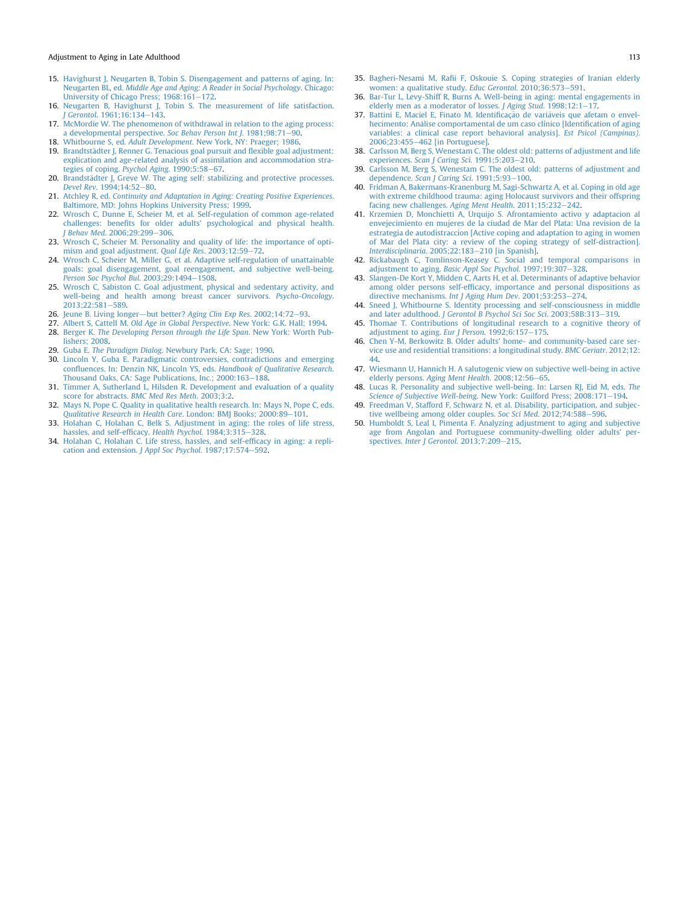15. Havighurst J, Neugarten B, Tobin S. Disengagement and patterns of aging. In: Neugarten BL, ed. *Middle Age and Aging: A Reader in Social Psychology*. Chicago: University of Chicago Press; 1968:161–172.
16. Neugarten B, Havighurst J, Tobin S. The measurement of life satisfaction. *J Gerontol*. 1961;16:134–143.
17. McMordie W. The phenomenon of withdrawal in relation to the aging process: a developmental perspective. *Soc Behav Person Int J*. 1981;98:71–90.
18. Whitbourne S, ed. *Adult Development*. New York, NY: Praeger; 1986.
19. Brandtstädter J, Renner G. Tenacious goal pursuit and flexible goal adjustment: explication and age-related analysis of assimilation and accommodation strategies of coping. *Psychol Aging*. 1990;5:58–67.
20. Brandstädter J, Greve W. The aging self: stabilizing and protective processes. *Devel Rev*. 1994;14:52–80.
21. Atchley R, ed. *Continuity and Adaptation in Aging: Creating Positive Experiences*. Baltimore, MD: Johns Hopkins University Press; 1999.
22. Wrosch C, Dunne E, Scheier M, et al. Self-regulation of common age-related challenges: benefits for older adults' psychological and physical health. *J Behav Med*. 2006;29:299–306.
23. Wrosch C, Scheier M. Personality and quality of life: the importance of optimism and goal adjustment. *Qual Life Res*. 2003;12:59–72.
24. Wrosch C, Scheier M, Miller G, et al. Adaptive self-regulation of unattainable goals: goal disengagement, goal reengagement, and subjective well-being. *Person Soc Psychol Bul*. 2003;29:1494–1508.
25. Wrosch C, Sabiston C. Goal adjustment, physical and sedentary activity, and well-being and health among breast cancer survivors. *Psycho-Oncology*. 2013;22:581–589.
26. Jeune B. Living longer—but better? *Aging Clin Exp Res*. 2002;14:72–93.
27. Albert S, Cattell M. *Old Age in Global Perspective*. New York: G.K. Hall; 1994.
28. Berger K. *The Developing Person through the Life Span*. New York: Worth Publishers; 2008.
29. Guba E. *The Paradigm Dialog*. Newbury Park, CA: Sage; 1990.
30. Lincoln Y, Guba E. Paradigmatic controversies, contradictions and emerging confluences. In: Denzin NK, Lincoln YS, eds. *Handbook of Qualitative Research*. Thousand Oaks, CA: Sage Publications, Inc.; 2000:163–188.
31. Timmer A, Sutherland L, Hilsden R. Development and evaluation of a quality score for abstracts. *BMC Med Res Meth*. 2003;3:2.
32. Mays N, Pope C. Quality in qualitative health research. In: Mays N, Pope C, eds. *Qualitative Research in Health Care*. London: BMJ Books; 2000:89–101.
33. Holahan C, Holahan C, Belk S. Adjustment in aging: the roles of life stress, hassles, and self-efficacy. *Health Psychol*. 1984;3:315–328.
34. Holahan C, Holahan C. Life stress, hassles, and self-efficacy in aging: a replication and extension. *J Appl Soc Psychol*. 1987;17:574–592.
35. Bagheri-Nesami M, Rafii F, Oskouie S. Coping strategies of Iranian elderly women: a qualitative study. *Educ Gerontol*. 2010;36:573–591.
36. Bar-Tur L, Levy-Shiff R, Burns A. Well-being in aging: mental engagements in elderly men as a moderator of losses. *J Aging Stud*. 1998;12:1–17.
37. Battini E, Maciel E, Finato M. Identificação de variáveis que afetam o envelhecimento: Análise comportamental de um caso clínico [Identification of aging variables: a clinical case report behavioral analysis]. *Est Psicol (Campinas)*. 2006;23:455–462 [in Portuguese].
38. Carlsson M, Berg S, Wenestam C. The oldest old: patterns of adjustment and life experiences. *Scan J Caring Sci*. 1991;5:203–210.
39. Carlsson M, Berg S, Wenestam C. The oldest old: patterns of adjustment and dependence. *Scan J Caring Sci*. 1991;5:93–100.
40. Fridman A, Bakermans-Kranenburg M, Sagi-Schwartz A, et al. Coping in old age with extreme childhood trauma: aging Holocaust survivors and their offspring facing new challenges. *Aging Ment Health*. 2011;15:232–242.
41. Krzemien D, Monchietti A, Urquijo S. Afrontamiento activo y adaptacion al envejecimiento en mujeres de la ciudad de Mar del Plata: Una revision de la estrategia de autodistraccion [Active coping and adaptation to aging in women of Mar del Plata city: a review of the coping strategy of self-distraction]. *Interdisciplinaria*. 2005;22:183–210 [in Spanish].
42. Rickabaugh C, Tomlinson-Keasey C. Social and temporal comparisons in adjustment to aging. *Basic Appl Soc Psychol*. 1997;19:307–328.
43. Slangen-De Kort Y, Midden C, Aarts H, et al. Determinants of adaptive behavior among older persons self-efficacy, importance and personal dispositions as directive mechanisms. *Int J Aging Hum Dev*. 2001;53:253–274.
44. Sneed J, Whitbourne S. Identity processing and self-consciousness in middle and later adulthood. *J Gerontol B Psychol Sci Soc Sci*. 2003;58B:313–319.
45. Thomae T. Contributions of longitudinal research to a cognitive theory of adjustment to aging. *Eur J Person*. 1992;6:157–175.
46. Chen Y-M, Berkowitz B. Older adults' home- and community-based care service use and residential transitions: a longitudinal study. *BMC Geriatr*. 2012;12:44.
47. Wiesmann U, Hannich H. A salutogenic view on subjective well-being in active elderly persons. *Aging Ment Health*. 2008;12:56–65.
48. Lucas R. Personality and subjective well-being. In: Larsen RJ, Eid M, eds. *The Science of Subjective Well-being*. New York: Guilford Press; 2008:171–194.
49. Freedman V, Stafford F, Schwarz N, et al. Disability, participation, and subjective wellbeing among older couples. *Soc Sci Med*. 2012;74:588–596.
50. Humboldt S, Leal I, Pimenta F. Analyzing adjustment to aging and subjective age from Angolan and Portuguese community-dwelling older adults' perspectives. *Inter J Gerontol*. 2013;7:209–215.